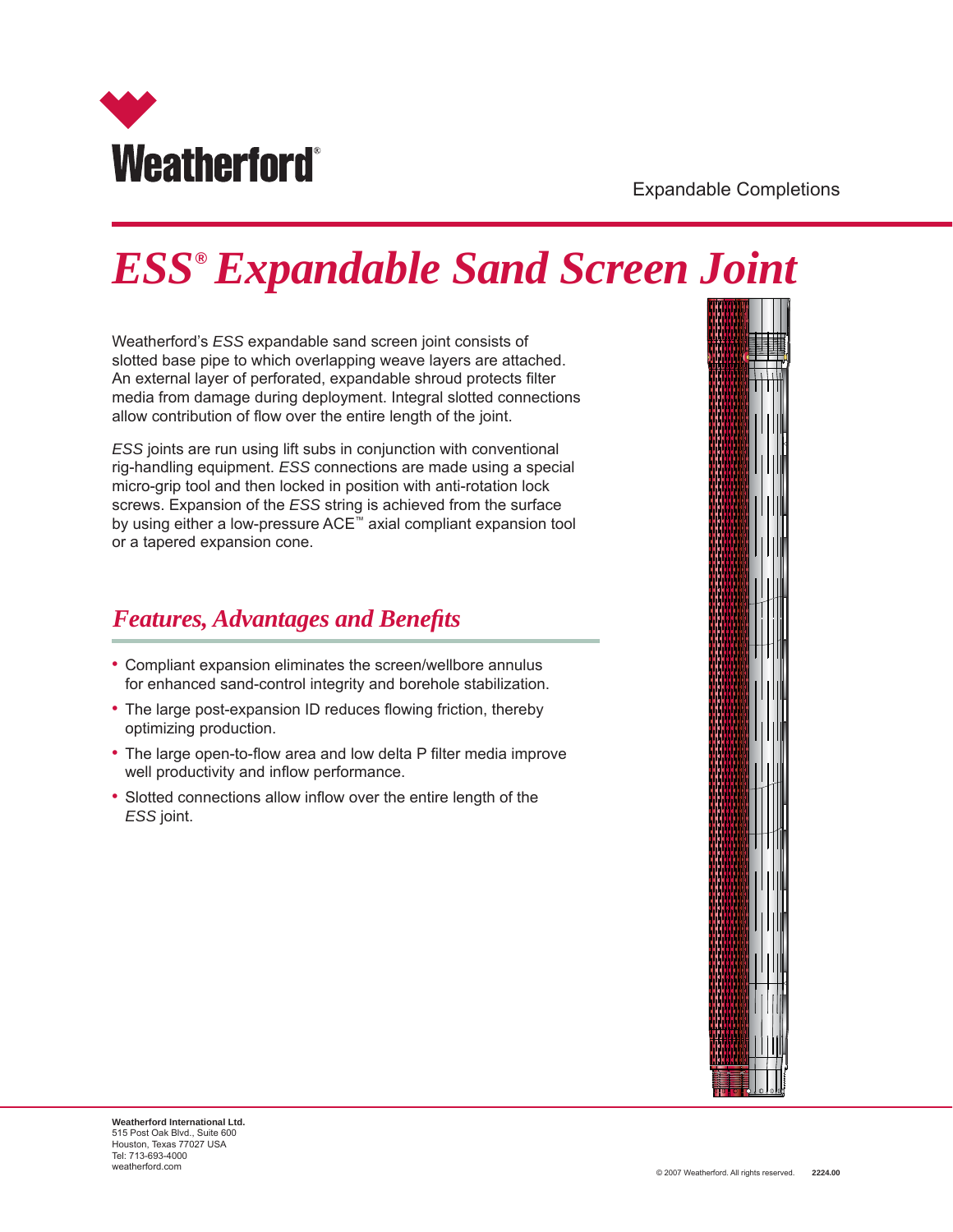Weatherford®

Expandable Completions

# *ESS*® *Expandable Sand Screen Joint*

Weatherford's *ESS* expandable sand screen joint consists of slotted base pipe to which overlapping weave layers are attached. An external layer of perforated, expandable shroud protects filter media from damage during deployment. Integral slotted connections allow contribution of flow over the entire length of the joint.

*ESS* joints are run using lift subs in conjunction with conventional rig-handling equipment. *ESS* connections are made using a special micro-grip tool and then locked in position with anti-rotation lock screws. Expansion of the *ESS* string is achieved from the surface by using either a low-pressure ACE™ axial compliant expansion tool or a tapered expansion cone.

## *Features, Advantages and Benefits*

- Compliant expansion eliminates the screen/wellbore annulus for enhanced sand-control integrity and borehole stabilization.
- The large post-expansion ID reduces flowing friction, thereby optimizing production.
- The large open-to-flow area and low delta P filter media improve well productivity and inflow performance.
- Slotted connections allow inflow over the entire length of the *ESS* joint.

**Weatherford International Ltd.**
515 Post Oak Blvd., Suite 600
Houston, Texas 77027 USA
Tel: 713-693-4000
weatherford.com

© 2007 Weatherford. All rights reserved. **2224.00**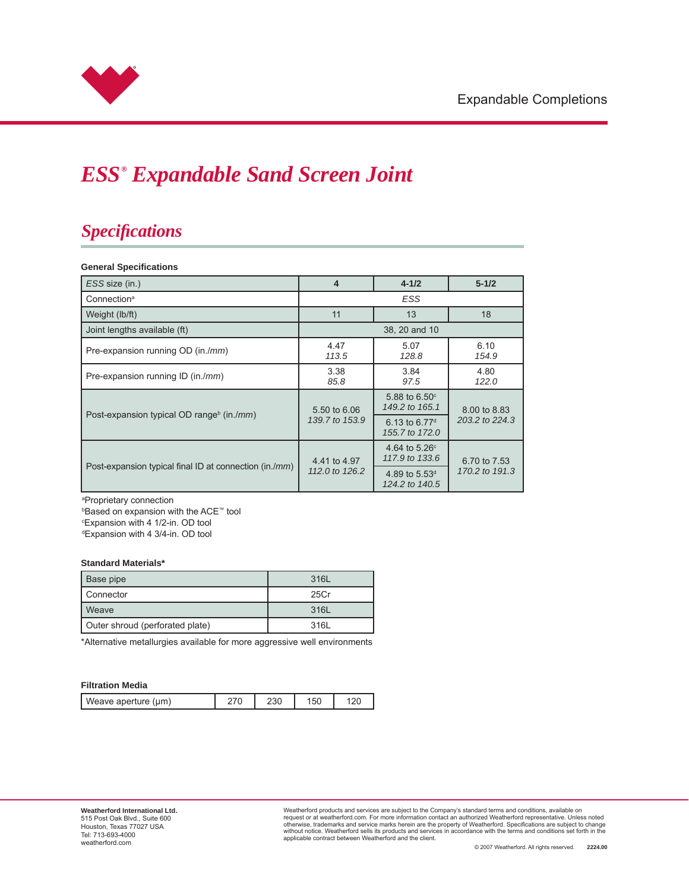Expandable Completions

# *ESS® Expandable Sand Screen Joint*

## *Specifications*

**General Specifications**

| *ESS* size (in.) | 4 | 4-1/2 | 5-1/2 |
|---|---|---|---|
| Connection[a] | *ESS* | | |
| Weight (lb/ft) | 11 | 13 | 18 |
| Joint lengths available (ft) | 38, 20 and 10 | | |
| Pre-expansion running OD (in./*mm*) | 4.47 *113.5* | 5.07 *128.8* | 6.10 *154.9* |
| Pre-expansion running ID (in./*mm*) | 3.38 *85.8* | 3.84 *97.5* | 4.80 *122.0* |
| Post-expansion typical OD range[b] (in./*mm*) | 5.50 to 6.06 *139.7 to 153.9* | 5.88 to 6.50[c] *149.2 to 165.1*<br>6.13 to 6.77[d] *155.7 to 172.0* | 8.00 to 8.83 *203.2 to 224.3* |
| Post-expansion typical final ID at connection (in./*mm*) | 4.41 to 4.97 *112.0 to 126.2* | 4.64 to 5.26[c] *117.9 to 133.6*<br>4.89 to 5.53[d] *124.2 to 140.5* | 6.70 to 7.53 *170.2 to 191.3* |

[a]Proprietary connection
[b]Based on expansion with the ACE™ tool
[c]Expansion with 4 1/2-in. OD tool
[d]Expansion with 4 3/4-in. OD tool

**Standard Materials***

| | |
|---|---|
| Base pipe | 316L |
| Connector | 25Cr |
| Weave | 316L |
| Outer shroud (perforated plate) | 316L |

*Alternative metallurgies available for more aggressive well environments

**Filtration Media**

| | | | | |
|---|---|---|---|---|
| Weave aperture (μm) | 270 | 230 | 150 | 120 |

**Weatherford International Ltd.**
515 Post Oak Blvd., Suite 600
Houston, Texas 77027 USA
Tel: 713-693-4000
weatherford.com

Weatherford products and services are subject to the Company's standard terms and conditions, available on request or at weatherford.com. For more information contact an authorized Weatherford representative. Unless noted otherwise, trademarks and service marks herein are the property of Weatherford. Specifications are subject to change without notice. Weatherford sells its products and services in accordance with the terms and conditions set forth in the applicable contract between Weatherford and the client.

© 2007 Weatherford. All rights reserved. 2224.00